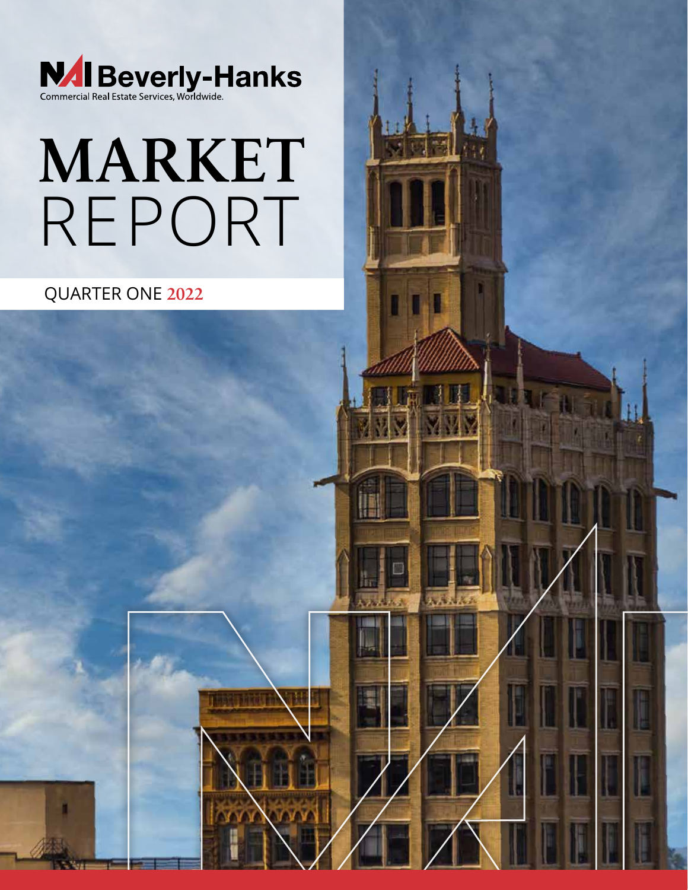NAI Beverly-Hanks

Commercial Real Estate Services, Worldwide.

# MARKET REPORT

QUARTER ONE **2022**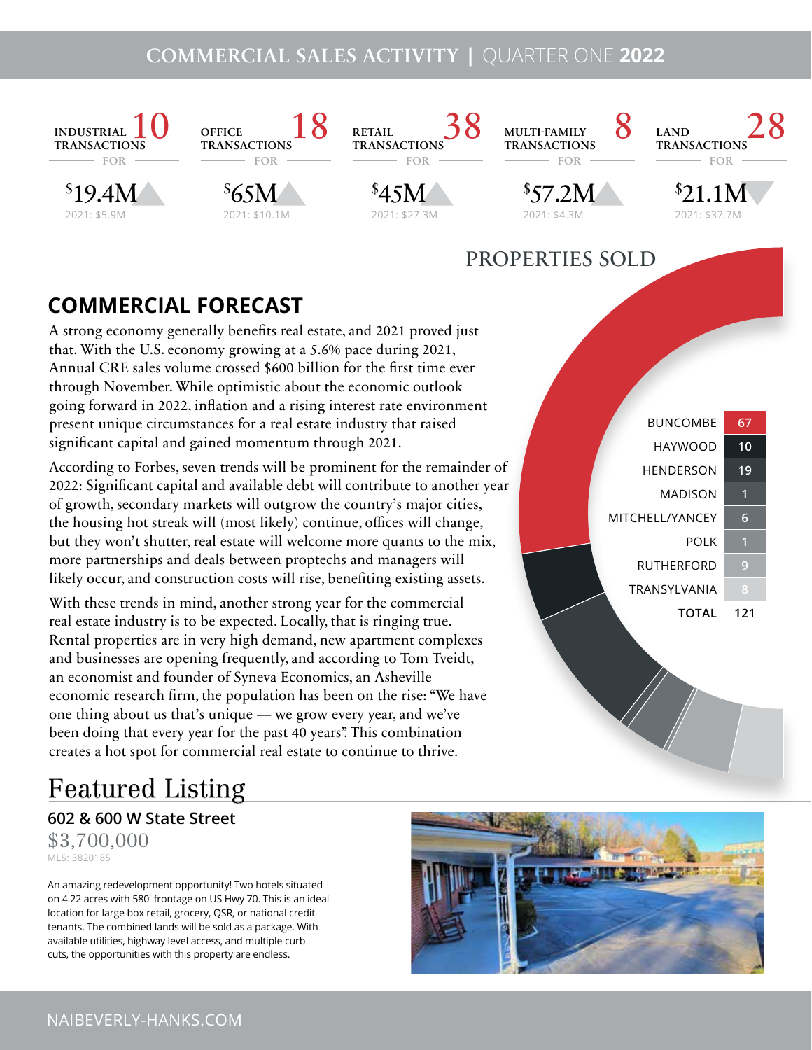# COMMERCIAL SALES ACTIVITY | QUARTER ONE 2022

| Type | Transactions | For | 2021 |
|---|---|---|---|
| INDUSTRIAL TRANSACTIONS | 10 | $19.4M ▲ | 2021: $5.9M |
| OFFICE TRANSACTIONS | 18 | $65M ▲ | 2021: $10.1M |
| RETAIL TRANSACTIONS | 38 | $45M ▲ | 2021: $27.3M |
| MULTI-FAMILY TRANSACTIONS | 8 | $57.2M ▲ | 2021: $4.3M |
| LAND TRANSACTIONS | 28 | $21.1M ▼ | 2021: $37.7M |

## PROPERTIES SOLD

| County | Properties Sold |
|---|---|
| BUNCOMBE | 67 |
| HAYWOOD | 10 |
| HENDERSON | 19 |
| MADISON | 1 |
| MITCHELL/YANCEY | 6 |
| POLK | 1 |
| RUTHERFORD | 9 |
| TRANSYLVANIA | 8 |
| **TOTAL** | **121** |

## COMMERCIAL FORECAST

A strong economy generally benefits real estate, and 2021 proved just that. With the U.S. economy growing at a 5.6% pace during 2021, Annual CRE sales volume crossed $600 billion for the first time ever through November. While optimistic about the economic outlook going forward in 2022, inflation and a rising interest rate environment present unique circumstances for a real estate industry that raised significant capital and gained momentum through 2021.

According to Forbes, seven trends will be prominent for the remainder of 2022: Significant capital and available debt will contribute to another year of growth, secondary markets will outgrow the country's major cities, the housing hot streak will (most likely) continue, offices will change, but they won't shutter, real estate will welcome more quants to the mix, more partnerships and deals between proptechs and managers will likely occur, and construction costs will rise, benefiting existing assets.

With these trends in mind, another strong year for the commercial real estate industry is to be expected. Locally, that is ringing true. Rental properties are in very high demand, new apartment complexes and businesses are opening frequently, and according to Tom Tveidt, an economist and founder of Syneva Economics, an Asheville economic research firm, the population has been on the rise: "We have one thing about us that's unique — we grow every year, and we've been doing that every year for the past 40 years". This combination creates a hot spot for commercial real estate to continue to thrive.

# Featured Listing

**602 & 600 W State Street**

$3,700,000

MLS: 3820185

An amazing redevelopment opportunity! Two hotels situated on 4.22 acres with 580' frontage on US Hwy 70. This is an ideal location for large box retail, grocery, QSR, or national credit tenants. The combined lands will be sold as a package. With available utilities, highway level access, and multiple curb cuts, the opportunities with this property are endless.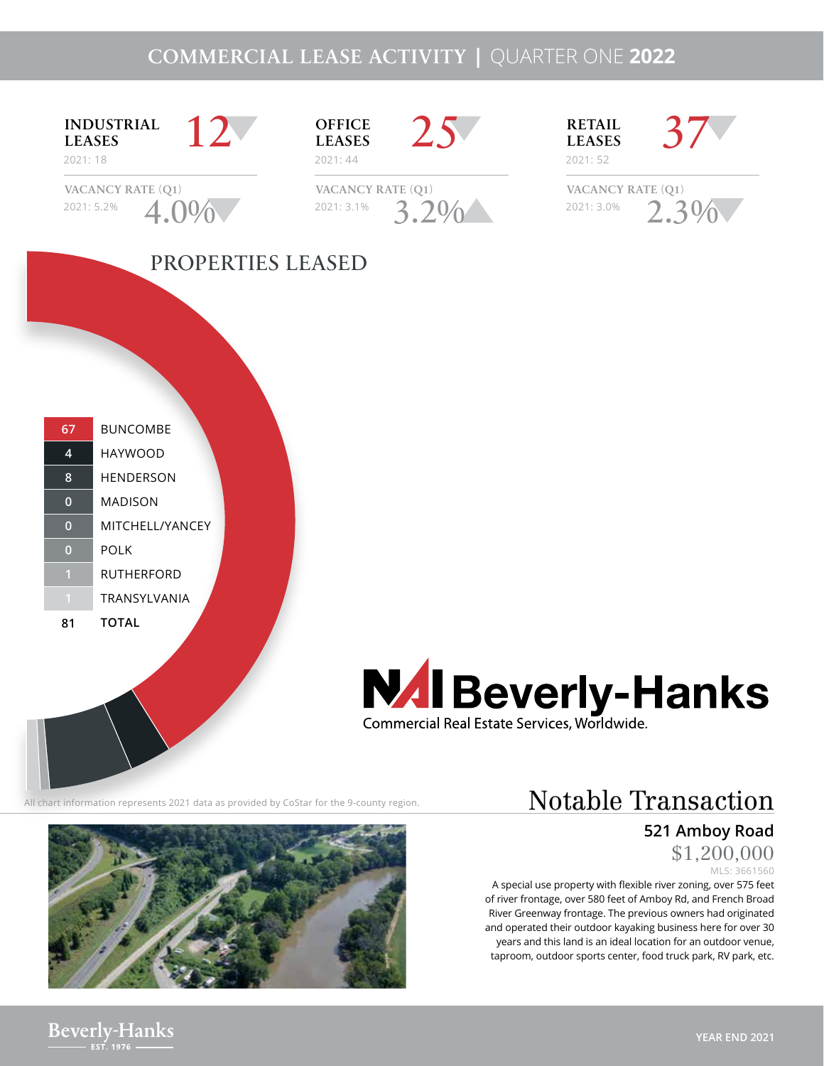# COMMERCIAL LEASE ACTIVITY | QUARTER ONE 2022

**INDUSTRIAL LEASES** 12 ▼
2021: 18

VACANCY RATE (Q1) 4.0% ▼
2021: 5.2%

**OFFICE LEASES** 25 ▼
2021: 44

VACANCY RATE (Q1) 3.2% ▲
2021: 3.1%

**RETAIL LEASES** 37 ▼
2021: 52

VACANCY RATE (Q1) 2.3% ▼
2021: 3.0%

## PROPERTIES LEASED

| Count | County |
|---|---|
| 67 | BUNCOMBE |
| 4 | HAYWOOD |
| 8 | HENDERSON |
| 0 | MADISON |
| 0 | MITCHELL/YANCEY |
| 0 | POLK |
| 1 | RUTHERFORD |
| 1 | TRANSYLVANIA |
| 81 | **TOTAL** |

All chart information represents 2021 data as provided by CoStar for the 9-county region.

NAI Beverly-Hanks
Commercial Real Estate Services, Worldwide.

## Notable Transaction

### 521 Amboy Road

$1,200,000

MLS: 3661560

A special use property with flexible river zoning, over 575 feet of river frontage, over 580 feet of Amboy Rd, and French Broad River Greenway frontage. The previous owners had originated and operated their outdoor kayaking business here for over 30 years and this land is an ideal location for an outdoor venue, taproom, outdoor sports center, food truck park, RV park, etc.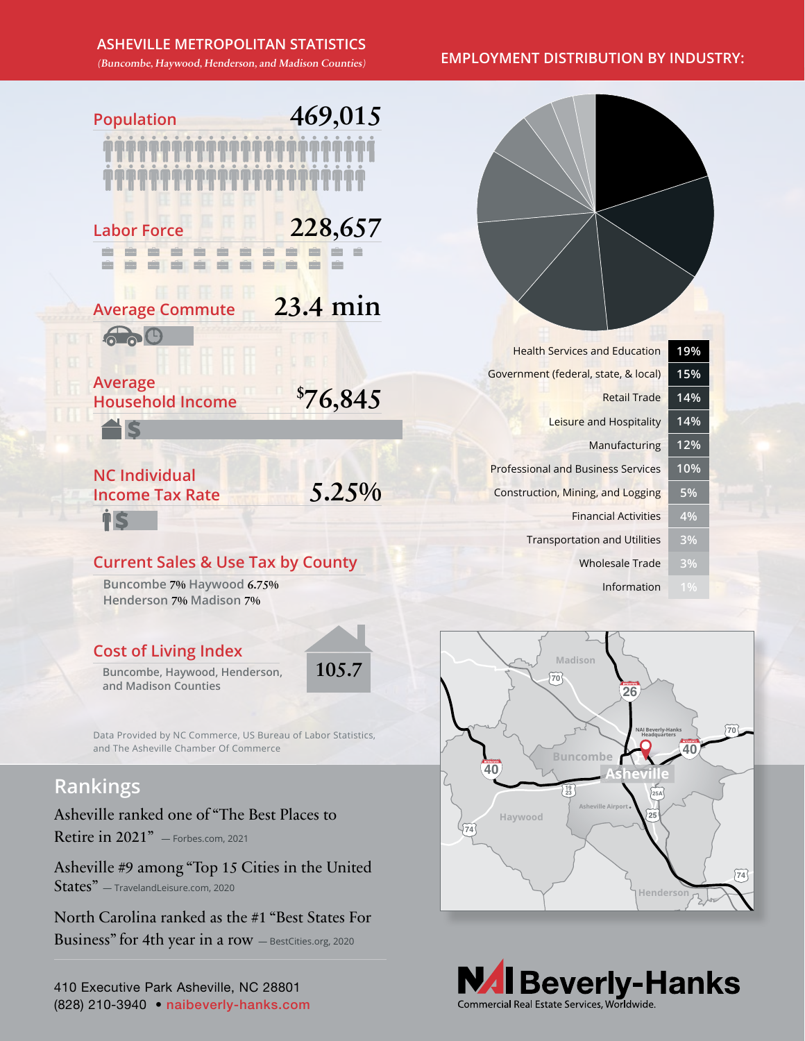## ASHEVILLE METROPOLITAN STATISTICS

*(Buncombe, Haywood, Henderson, and Madison Counties)*

**Population** 469,015

**Labor Force** 228,657

**Average Commute** 23.4 min

**Average Household Income** $76,845

**NC Individual Income Tax Rate** 5.25%

**Current Sales & Use Tax by County**

Buncombe 7% Haywood 6.75%
Henderson 7% Madison 7%

**Cost of Living Index**

Buncombe, Haywood, Henderson, and Madison Counties

105.7

Data Provided by NC Commerce, US Bureau of Labor Statistics, and The Asheville Chamber Of Commerce

## EMPLOYMENT DISTRIBUTION BY INDUSTRY:

Health Services and Education 19%
Government (federal, state, & local) 15%
Retail Trade 14%
Leisure and Hospitality 14%
Manufacturing 12%
Professional and Business Services 10%
Construction, Mining, and Logging 5%
Financial Activities 4%
Transportation and Utilities 3%
Wholesale Trade 3%
Information 1%

Madison
Buncombe
Asheville
Haywood
Henderson
NAI Beverly-Hanks Headquarters
Asheville Airport
26
40
70
19 23
25A
25
74

## Rankings

Asheville ranked one of "The Best Places to Retire in 2021" — Forbes.com, 2021

Asheville #9 among "Top 15 Cities in the United States" — TravelandLeisure.com, 2020

North Carolina ranked as the #1 "Best States For Business" for 4th year in a row — BestCities.org, 2020

410 Executive Park Asheville, NC 28801
(828) 210-3940 • naibeverly-hanks.com

**NAI Beverly-Hanks**
Commercial Real Estate Services, Worldwide.